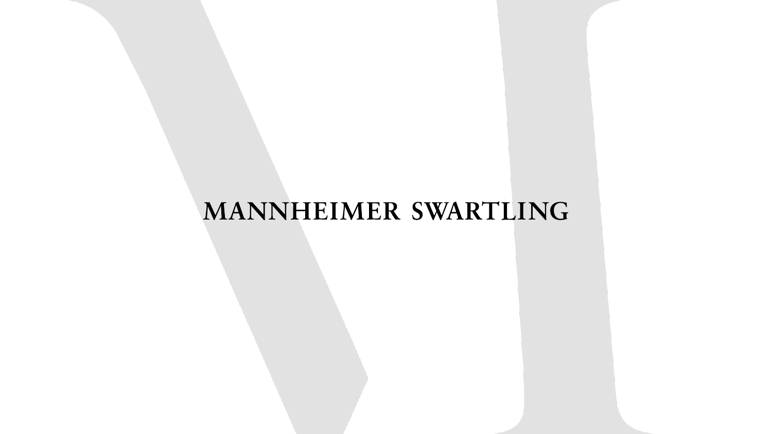MANNHEIMER SWARTLING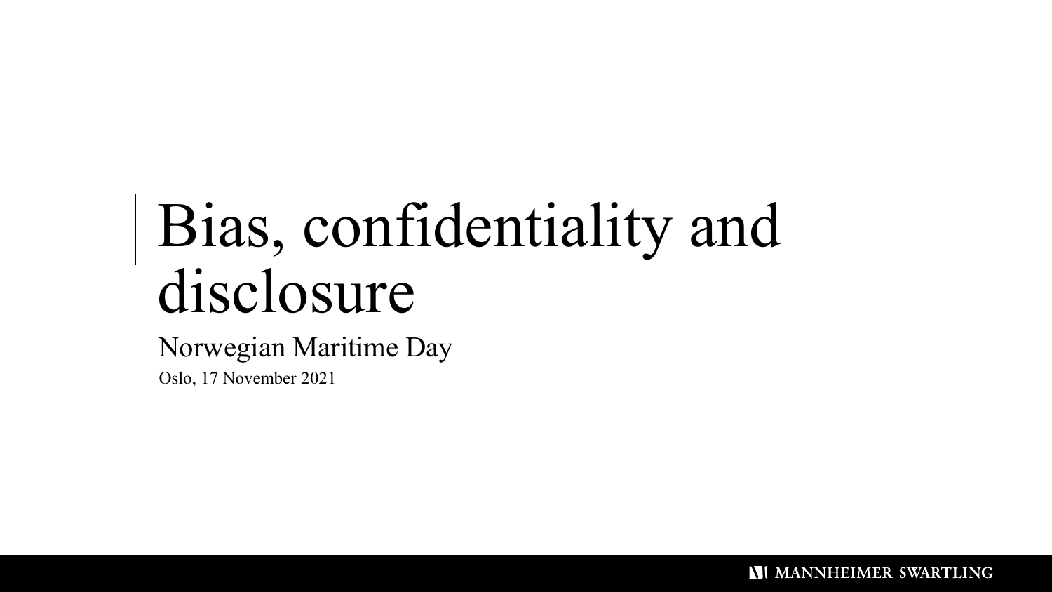# Bias, confidentiality and disclosure

Norwegian Maritime Day

Oslo, 17 November 2021

MANNHEIMER SWARTLING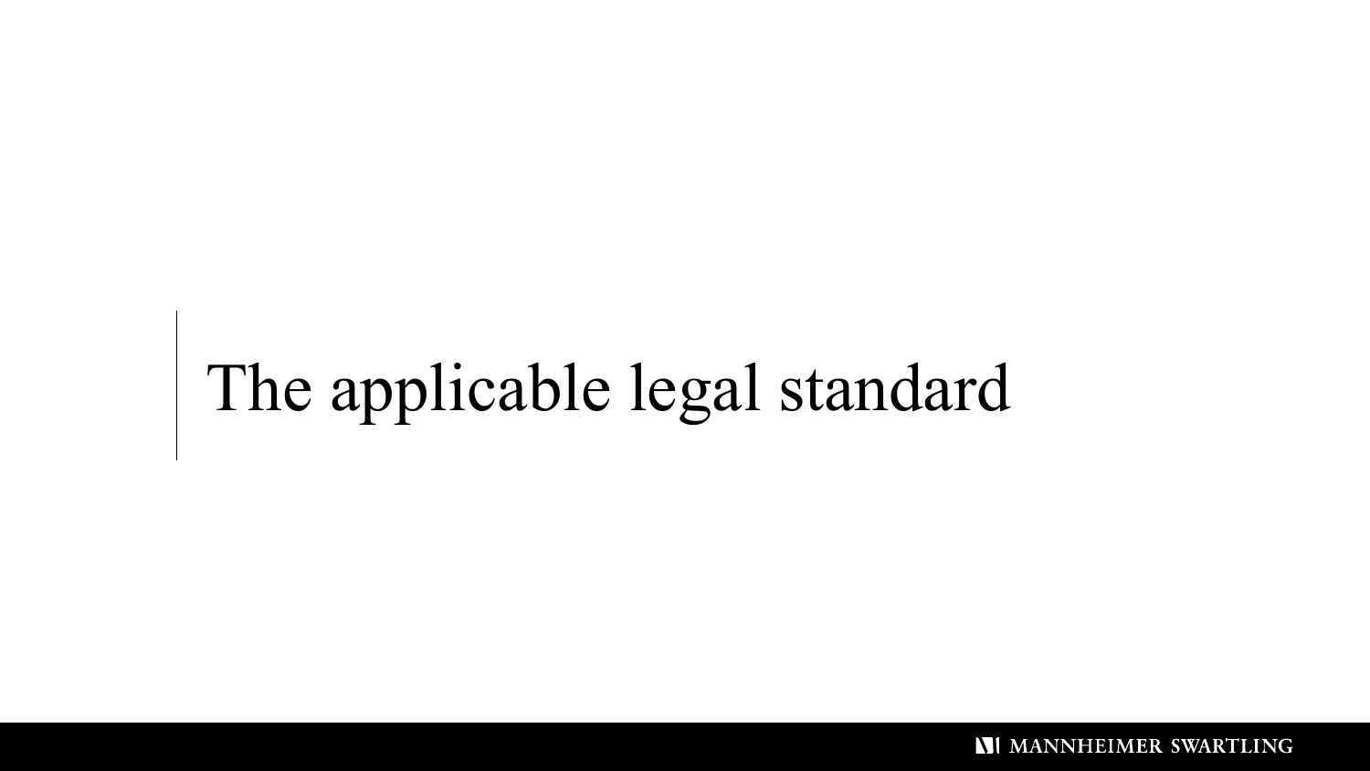# The applicable legal standard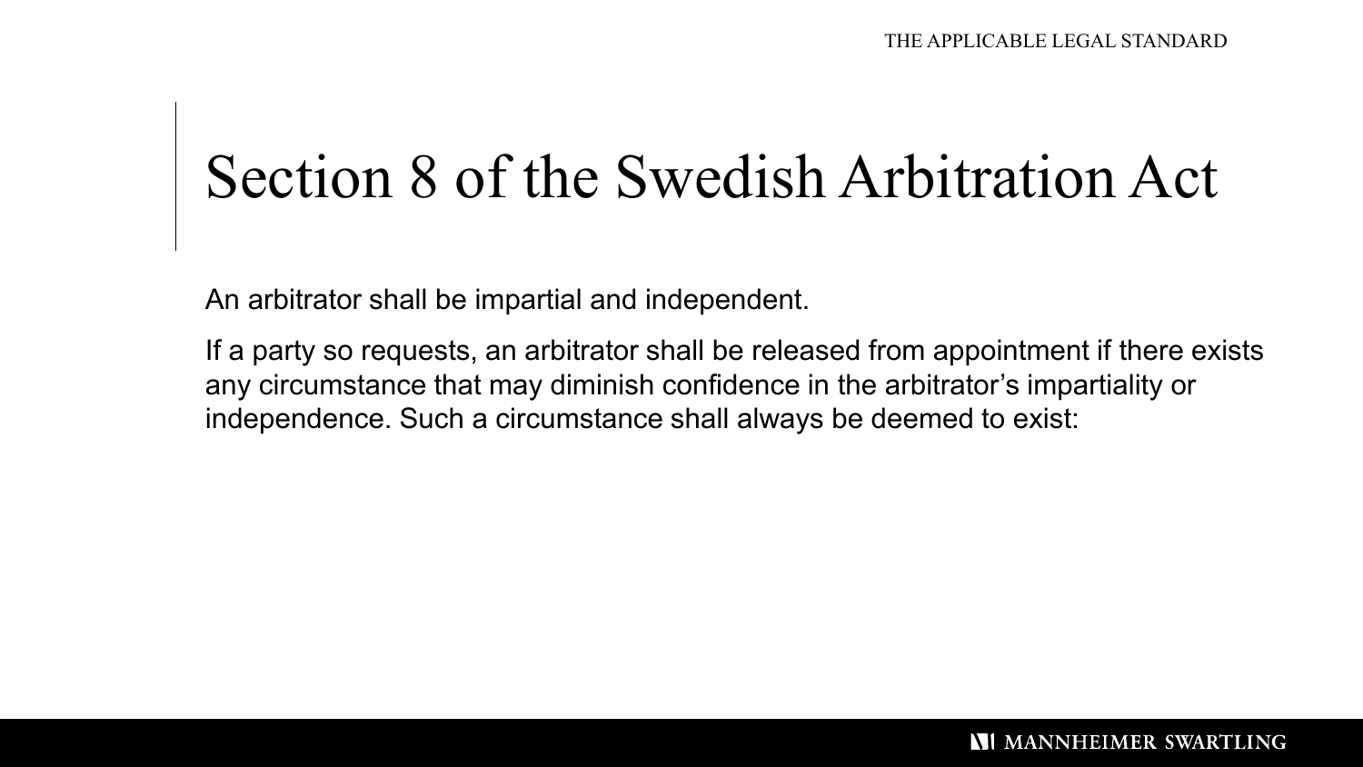# Section 8 of the Swedish Arbitration Act

An arbitrator shall be impartial and independent.

If a party so requests, an arbitrator shall be released from appointment if there exists any circumstance that may diminish confidence in the arbitrator's impartiality or independence. Such a circumstance shall always be deemed to exist: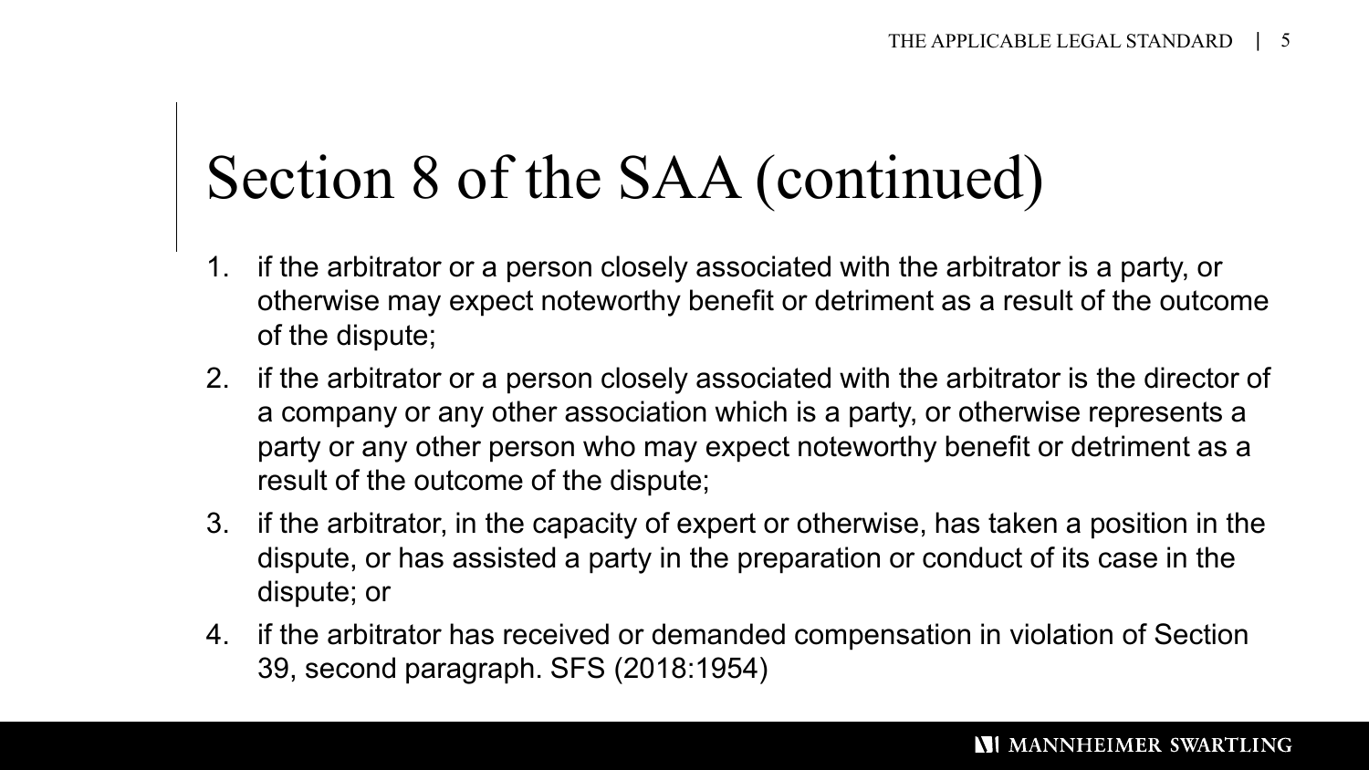# Section 8 of the SAA (continued)

1. if the arbitrator or a person closely associated with the arbitrator is a party, or otherwise may expect noteworthy benefit or detriment as a result of the outcome of the dispute;
2. if the arbitrator or a person closely associated with the arbitrator is the director of a company or any other association which is a party, or otherwise represents a party or any other person who may expect noteworthy benefit or detriment as a result of the outcome of the dispute;
3. if the arbitrator, in the capacity of expert or otherwise, has taken a position in the dispute, or has assisted a party in the preparation or conduct of its case in the dispute; or
4. if the arbitrator has received or demanded compensation in violation of Section 39, second paragraph. SFS (2018:1954)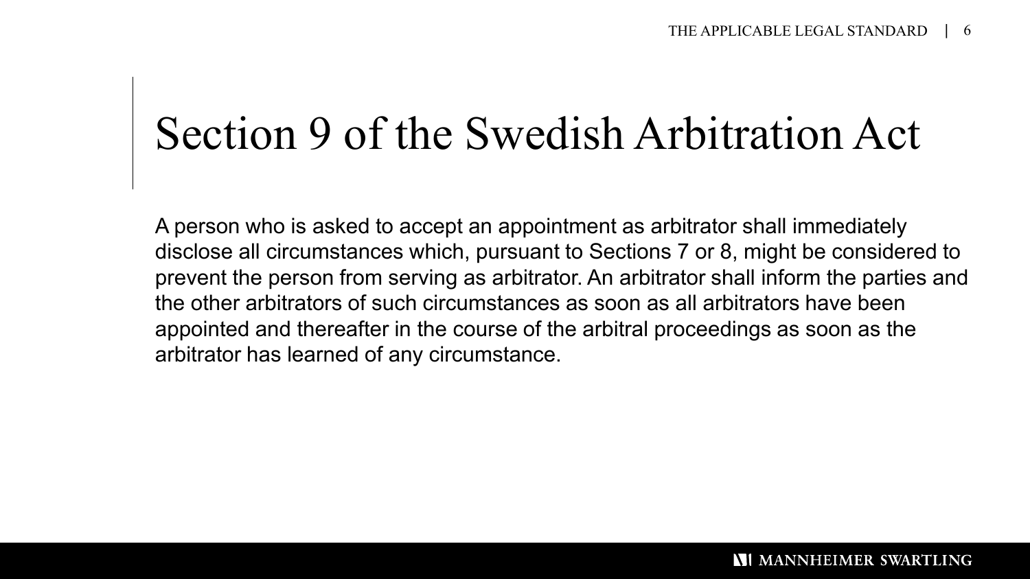# Section 9 of the Swedish Arbitration Act

A person who is asked to accept an appointment as arbitrator shall immediately disclose all circumstances which, pursuant to Sections 7 or 8, might be considered to prevent the person from serving as arbitrator. An arbitrator shall inform the parties and the other arbitrators of such circumstances as soon as all arbitrators have been appointed and thereafter in the course of the arbitral proceedings as soon as the arbitrator has learned of any circumstance.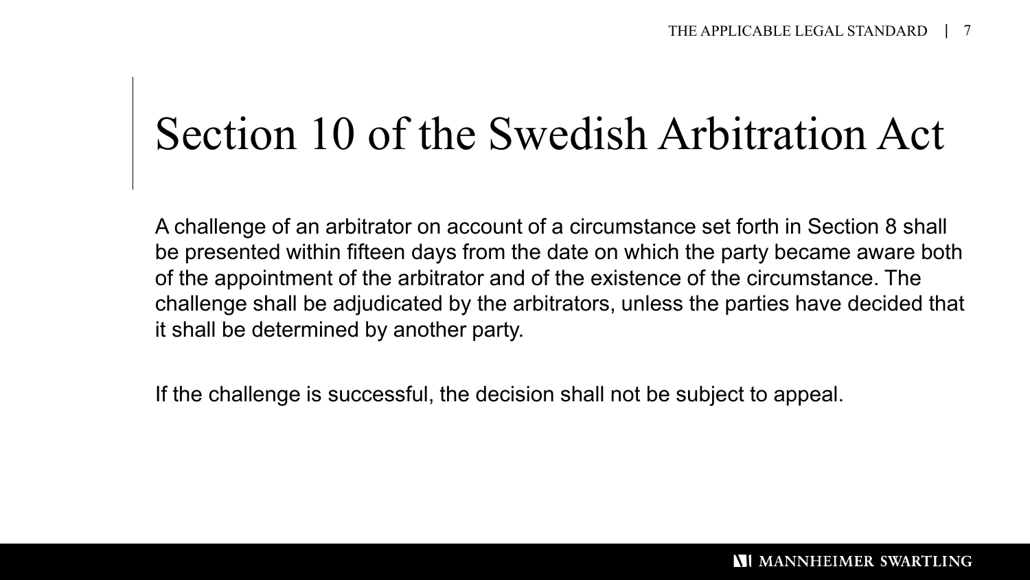# Section 10 of the Swedish Arbitration Act

A challenge of an arbitrator on account of a circumstance set forth in Section 8 shall be presented within fifteen days from the date on which the party became aware both of the appointment of the arbitrator and of the existence of the circumstance. The challenge shall be adjudicated by the arbitrators, unless the parties have decided that it shall be determined by another party.

If the challenge is successful, the decision shall not be subject to appeal.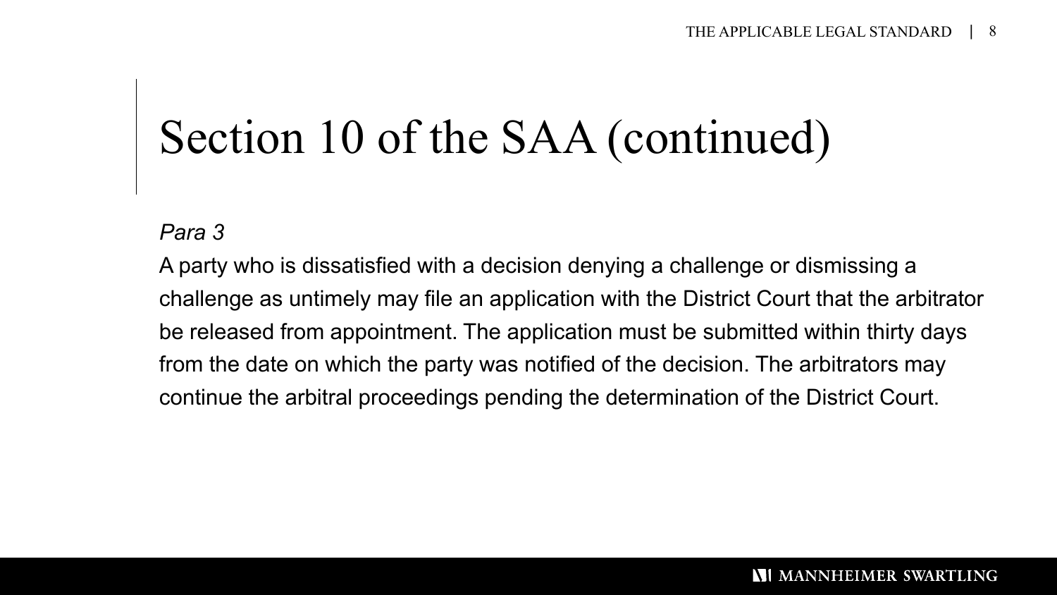# Section 10 of the SAA (continued)

*Para 3*

A party who is dissatisfied with a decision denying a challenge or dismissing a challenge as untimely may file an application with the District Court that the arbitrator be released from appointment. The application must be submitted within thirty days from the date on which the party was notified of the decision. The arbitrators may continue the arbitral proceedings pending the determination of the District Court.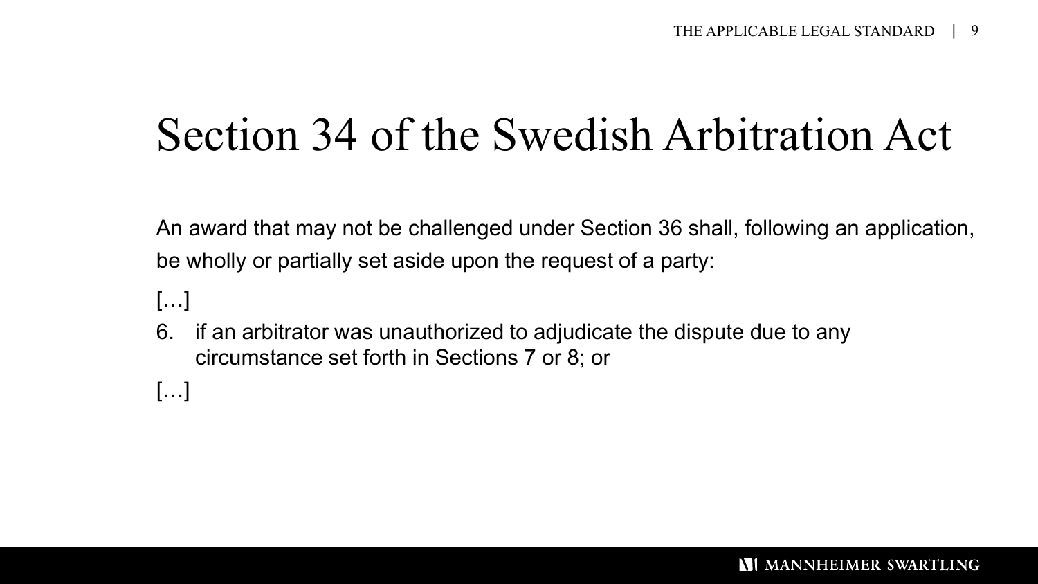# Section 34 of the Swedish Arbitration Act

An award that may not be challenged under Section 36 shall, following an application, be wholly or partially set aside upon the request of a party:

[…]

6. if an arbitrator was unauthorized to adjudicate the dispute due to any circumstance set forth in Sections 7 or 8; or

[…]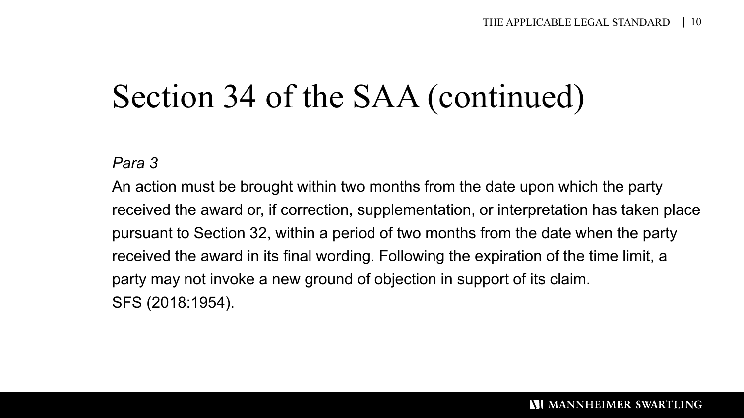# Section 34 of the SAA (continued)

*Para 3*

An action must be brought within two months from the date upon which the party received the award or, if correction, supplementation, or interpretation has taken place pursuant to Section 32, within a period of two months from the date when the party received the award in its final wording. Following the expiration of the time limit, a party may not invoke a new ground of objection in support of its claim. SFS (2018:1954).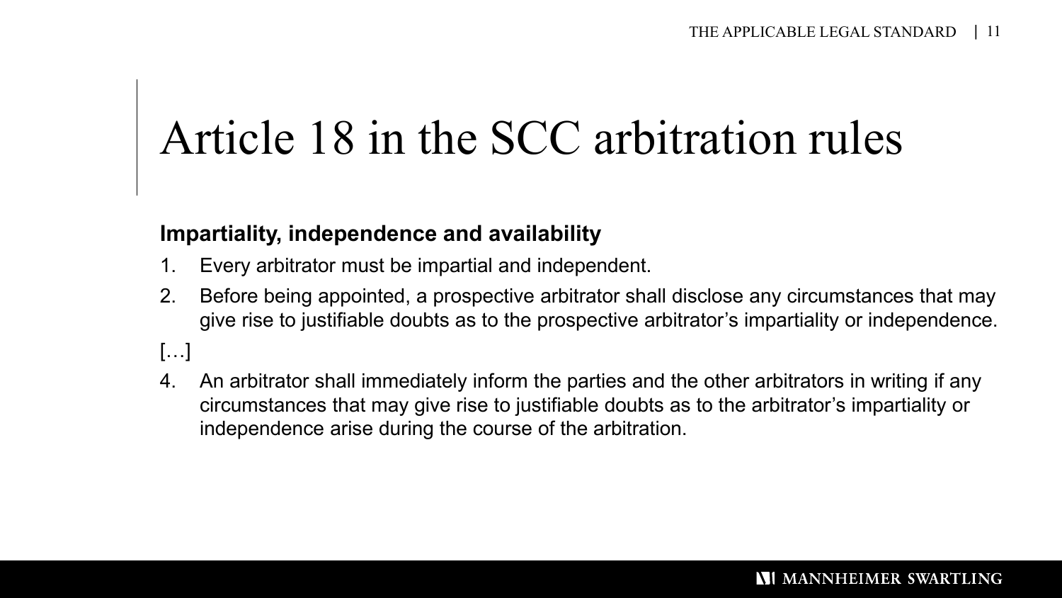# Article 18 in the SCC arbitration rules

**Impartiality, independence and availability**

1. Every arbitrator must be impartial and independent.
2. Before being appointed, a prospective arbitrator shall disclose any circumstances that may give rise to justifiable doubts as to the prospective arbitrator's impartiality or independence.

[…]

4. An arbitrator shall immediately inform the parties and the other arbitrators in writing if any circumstances that may give rise to justifiable doubts as to the arbitrator's impartiality or independence arise during the course of the arbitration.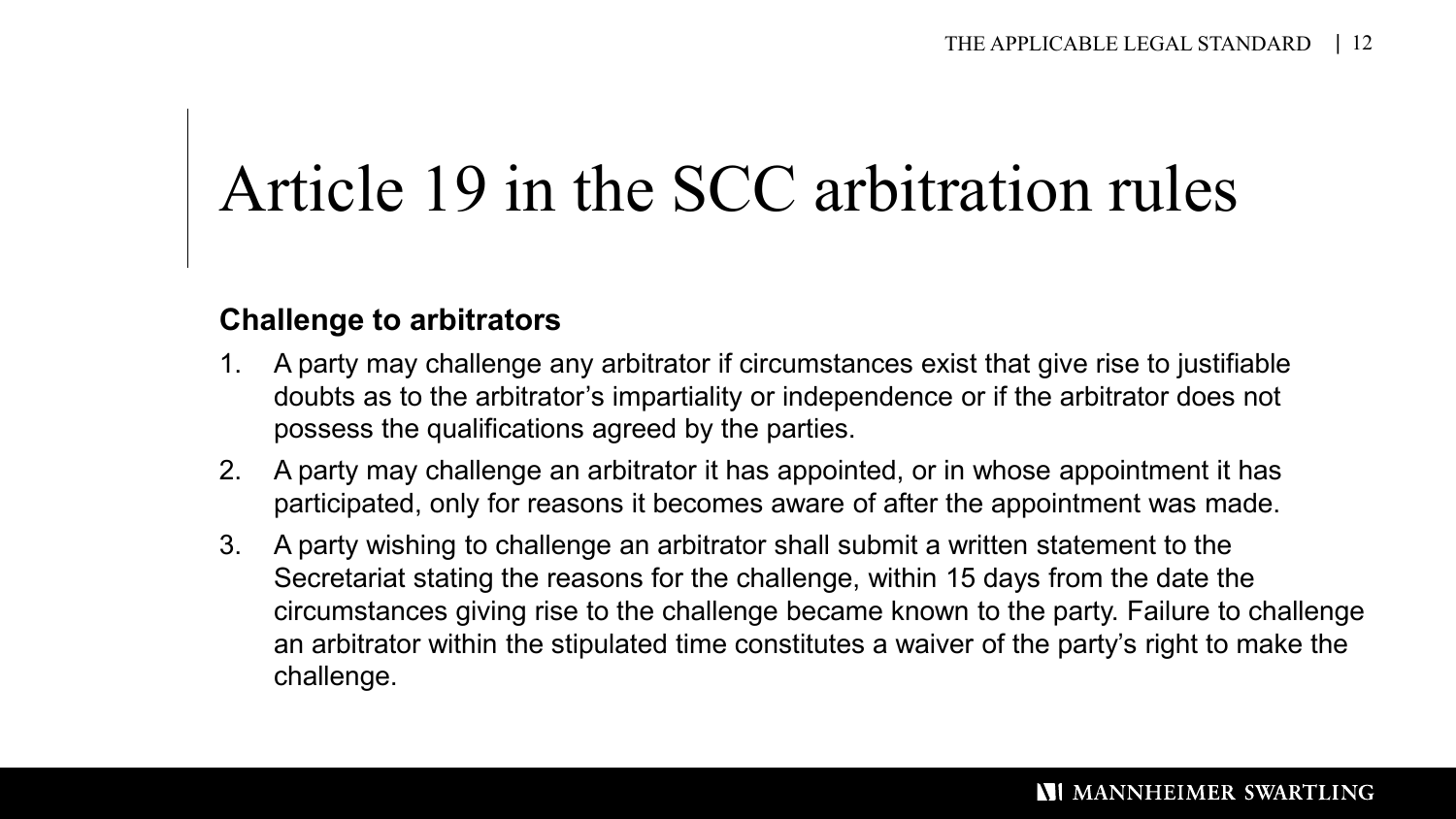# Article 19 in the SCC arbitration rules

**Challenge to arbitrators**

1. A party may challenge any arbitrator if circumstances exist that give rise to justifiable doubts as to the arbitrator's impartiality or independence or if the arbitrator does not possess the qualifications agreed by the parties.
2. A party may challenge an arbitrator it has appointed, or in whose appointment it has participated, only for reasons it becomes aware of after the appointment was made.
3. A party wishing to challenge an arbitrator shall submit a written statement to the Secretariat stating the reasons for the challenge, within 15 days from the date the circumstances giving rise to the challenge became known to the party. Failure to challenge an arbitrator within the stipulated time constitutes a waiver of the party's right to make the challenge.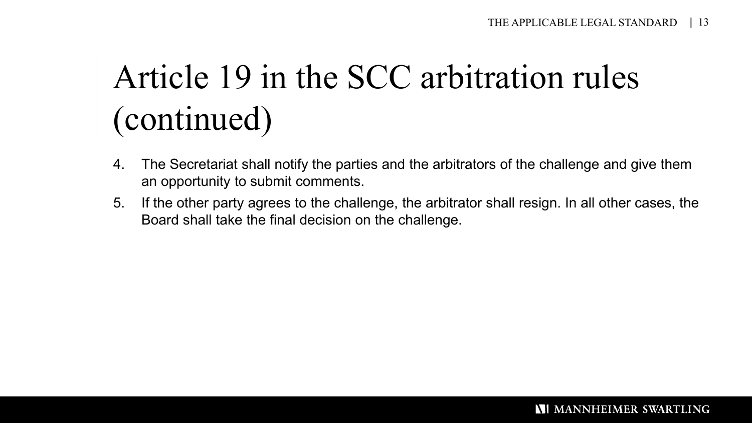# Article 19 in the SCC arbitration rules (continued)

4. The Secretariat shall notify the parties and the arbitrators of the challenge and give them an opportunity to submit comments.
5. If the other party agrees to the challenge, the arbitrator shall resign. In all other cases, the Board shall take the final decision on the challenge.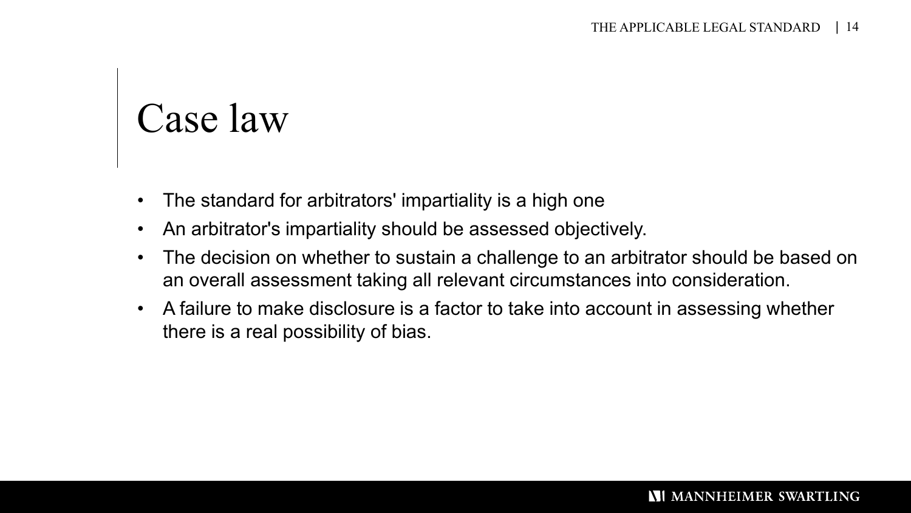# Case law

- The standard for arbitrators' impartiality is a high one
- An arbitrator's impartiality should be assessed objectively.
- The decision on whether to sustain a challenge to an arbitrator should be based on an overall assessment taking all relevant circumstances into consideration.
- A failure to make disclosure is a factor to take into account in assessing whether there is a real possibility of bias.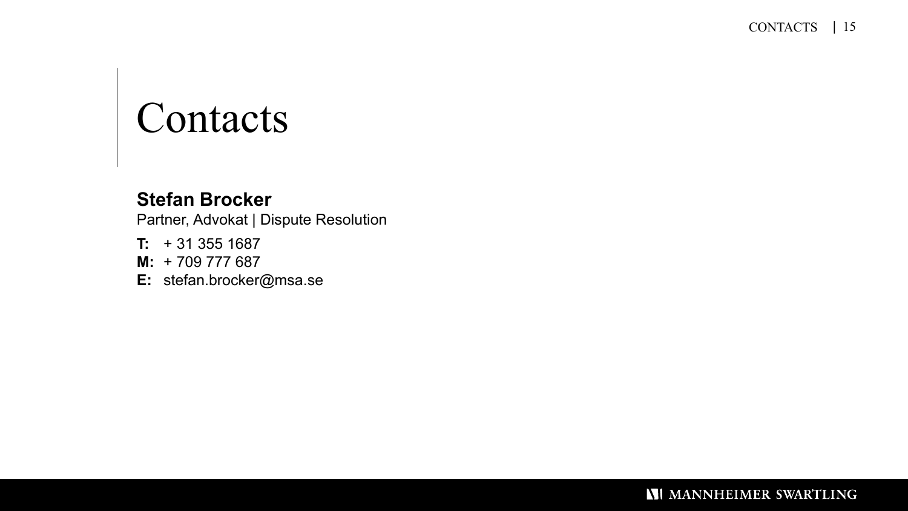# Contacts

**Stefan Brocker**

Partner, Advokat | Dispute Resolution

**T:** + 31 355 1687

**M:** + 709 777 687

**E:** stefan.brocker@msa.se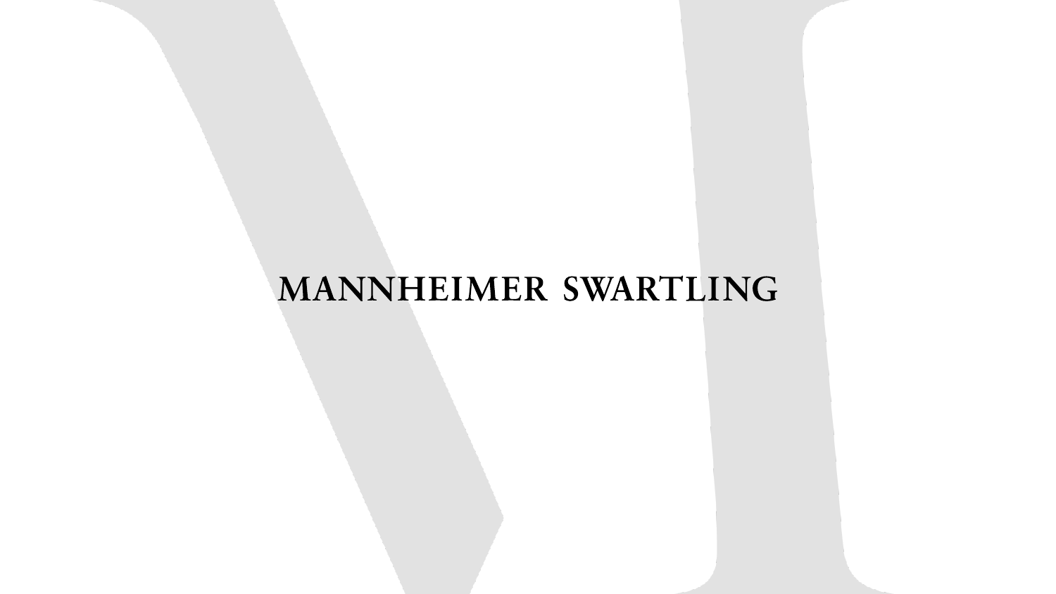MANNHEIMER SWARTLING